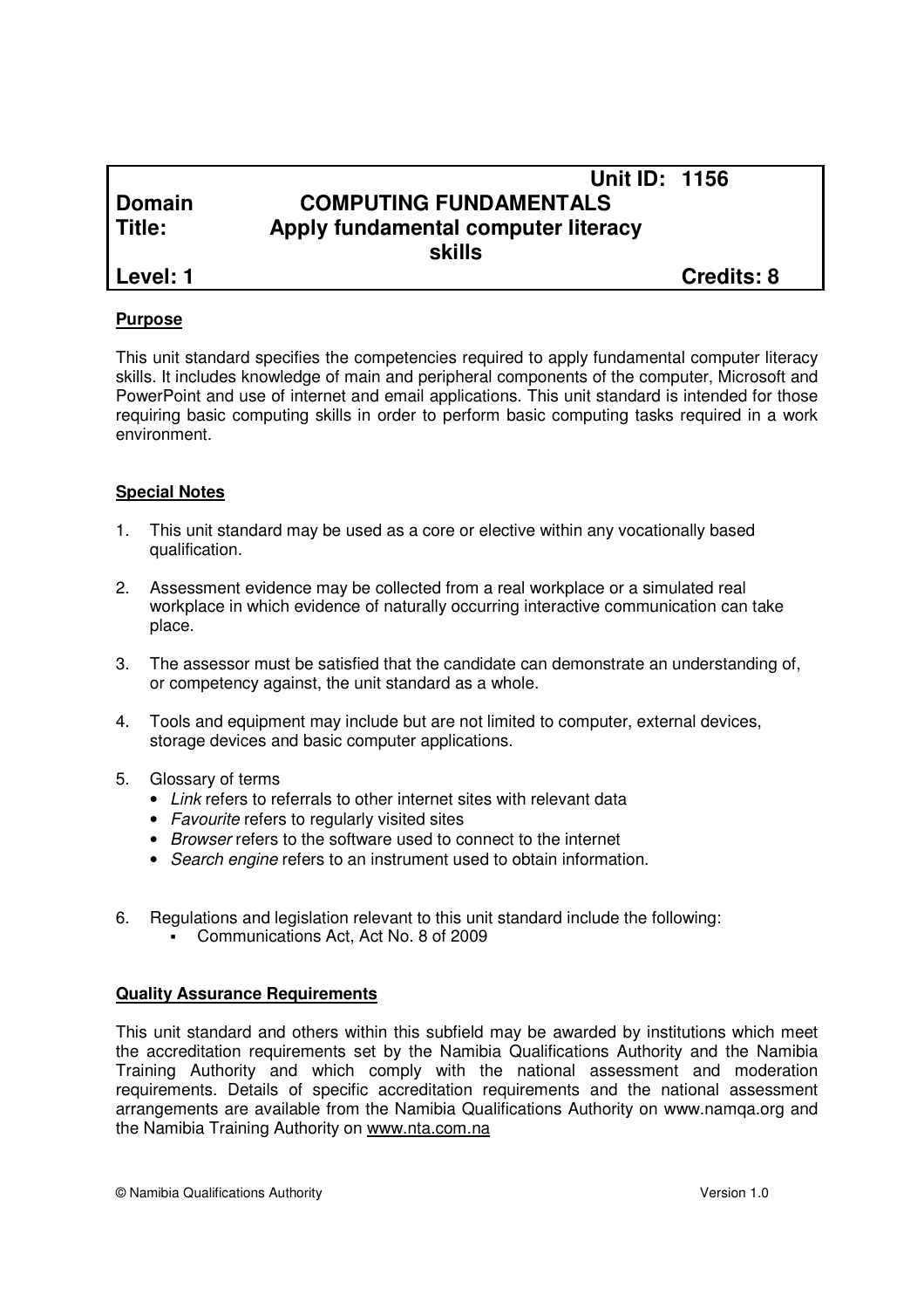| | Unit ID: 1156 |
|---|---|
| **Domain** | **COMPUTING FUNDAMENTALS** |
| **Title:** | **Apply fundamental computer literacy skills** |
| **Level: 1** | **Credits: 8** |

## Purpose

This unit standard specifies the competencies required to apply fundamental computer literacy skills. It includes knowledge of main and peripheral components of the computer, Microsoft and PowerPoint and use of internet and email applications. This unit standard is intended for those requiring basic computing skills in order to perform basic computing tasks required in a work environment.

## Special Notes

1. This unit standard may be used as a core or elective within any vocationally based qualification.

2. Assessment evidence may be collected from a real workplace or a simulated real workplace in which evidence of naturally occurring interactive communication can take place.

3. The assessor must be satisfied that the candidate can demonstrate an understanding of, or competency against, the unit standard as a whole.

4. Tools and equipment may include but are not limited to computer, external devices, storage devices and basic computer applications.

5. Glossary of terms
   - *Link* refers to referrals to other internet sites with relevant data
   - *Favourite* refers to regularly visited sites
   - *Browser* refers to the software used to connect to the internet
   - *Search engine* refers to an instrument used to obtain information.

6. Regulations and legislation relevant to this unit standard include the following:
   - Communications Act, Act No. 8 of 2009

## Quality Assurance Requirements

This unit standard and others within this subfield may be awarded by institutions which meet the accreditation requirements set by the Namibia Qualifications Authority and the Namibia Training Authority and which comply with the national assessment and moderation requirements. Details of specific accreditation requirements and the national assessment arrangements are available from the Namibia Qualifications Authority on www.namqa.org and the Namibia Training Authority on www.nta.com.na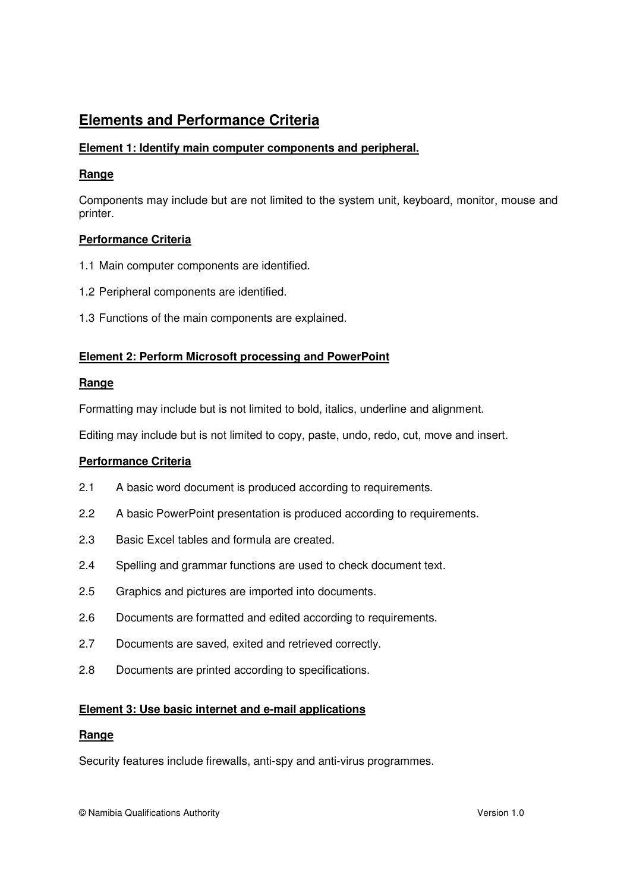## Elements and Performance Criteria

**Element 1: Identify main computer components and peripheral.**

**Range**

Components may include but are not limited to the system unit, keyboard, monitor, mouse and printer.

**Performance Criteria**

1.1 Main computer components are identified.

1.2 Peripheral components are identified.

1.3 Functions of the main components are explained.

**Element 2: Perform Microsoft processing and PowerPoint**

**Range**

Formatting may include but is not limited to bold, italics, underline and alignment.

Editing may include but is not limited to copy, paste, undo, redo, cut, move and insert.

**Performance Criteria**

2.1 A basic word document is produced according to requirements.

2.2 A basic PowerPoint presentation is produced according to requirements.

2.3 Basic Excel tables and formula are created.

2.4 Spelling and grammar functions are used to check document text.

2.5 Graphics and pictures are imported into documents.

2.6 Documents are formatted and edited according to requirements.

2.7 Documents are saved, exited and retrieved correctly.

2.8 Documents are printed according to specifications.

**Element 3: Use basic internet and e-mail applications**

**Range**

Security features include firewalls, anti-spy and anti-virus programmes.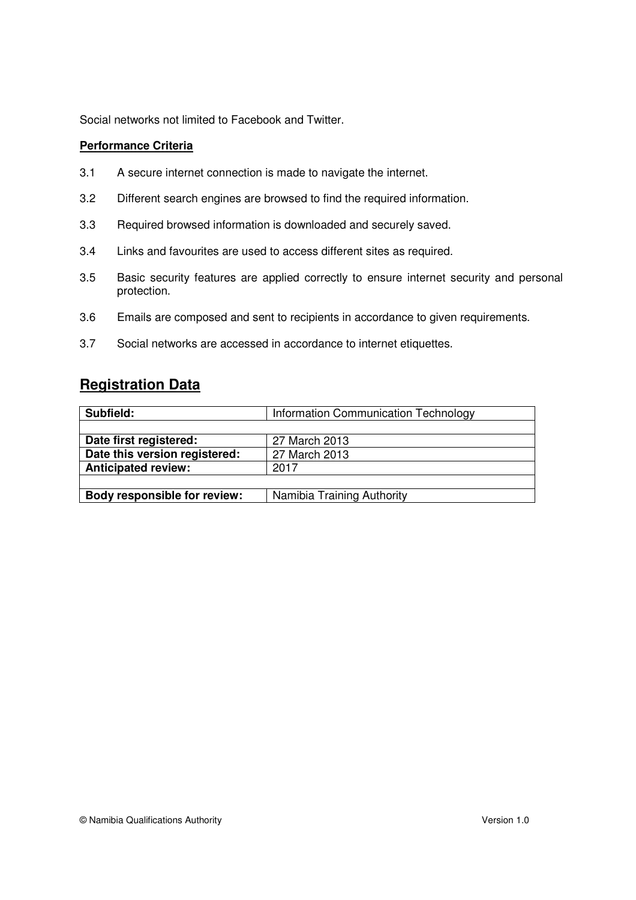Social networks not limited to Facebook and Twitter.

**Performance Criteria**

3.1 A secure internet connection is made to navigate the internet.

3.2 Different search engines are browsed to find the required information.

3.3 Required browsed information is downloaded and securely saved.

3.4 Links and favourites are used to access different sites as required.

3.5 Basic security features are applied correctly to ensure internet security and personal protection.

3.6 Emails are composed and sent to recipients in accordance to given requirements.

3.7 Social networks are accessed in accordance to internet etiquettes.

## Registration Data

| | |
|---|---|
| **Subfield:** | Information Communication Technology |
| | |
| **Date first registered:** | 27 March 2013 |
| **Date this version registered:** | 27 March 2013 |
| **Anticipated review:** | 2017 |
| | |
| **Body responsible for review:** | Namibia Training Authority |